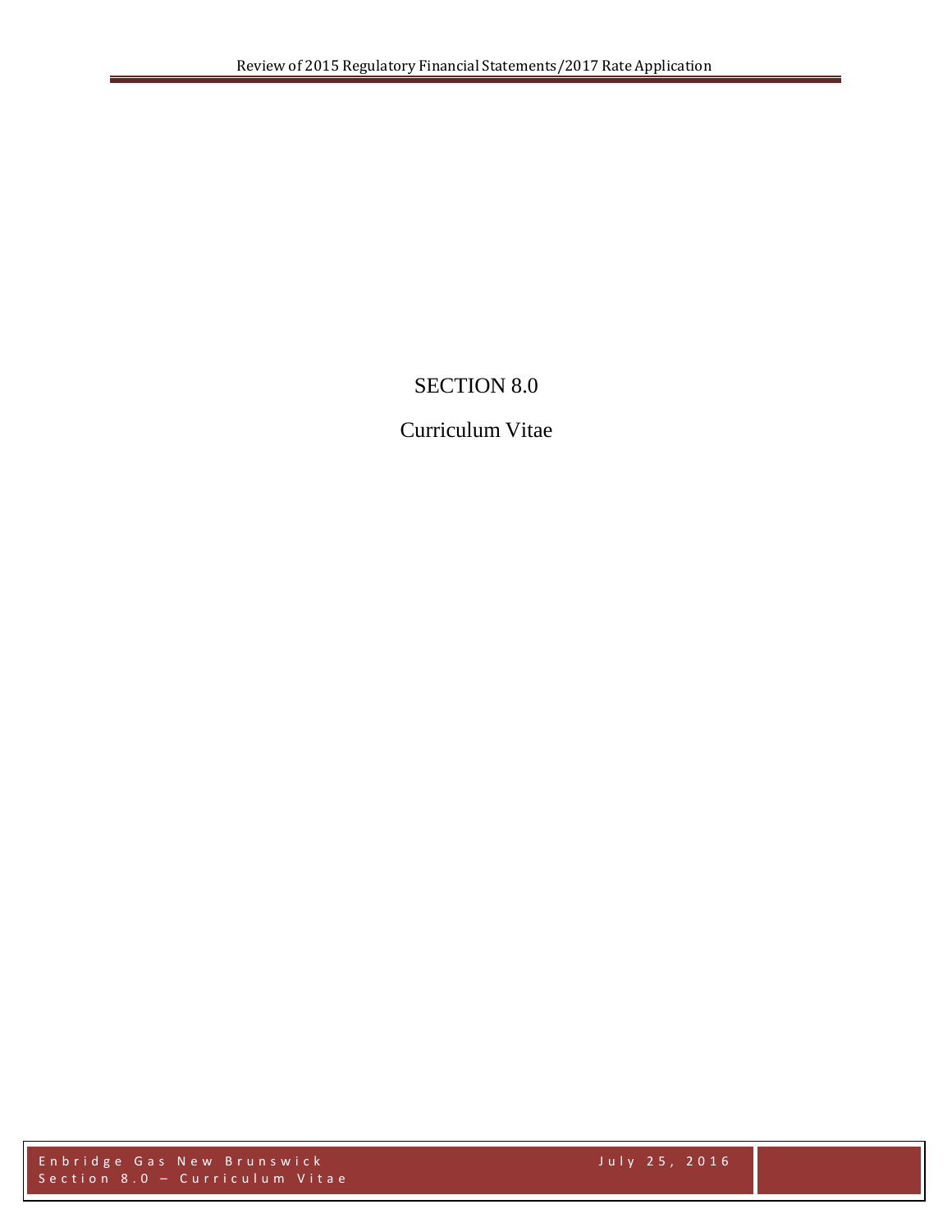# SECTION 8.0

## Curriculum Vitae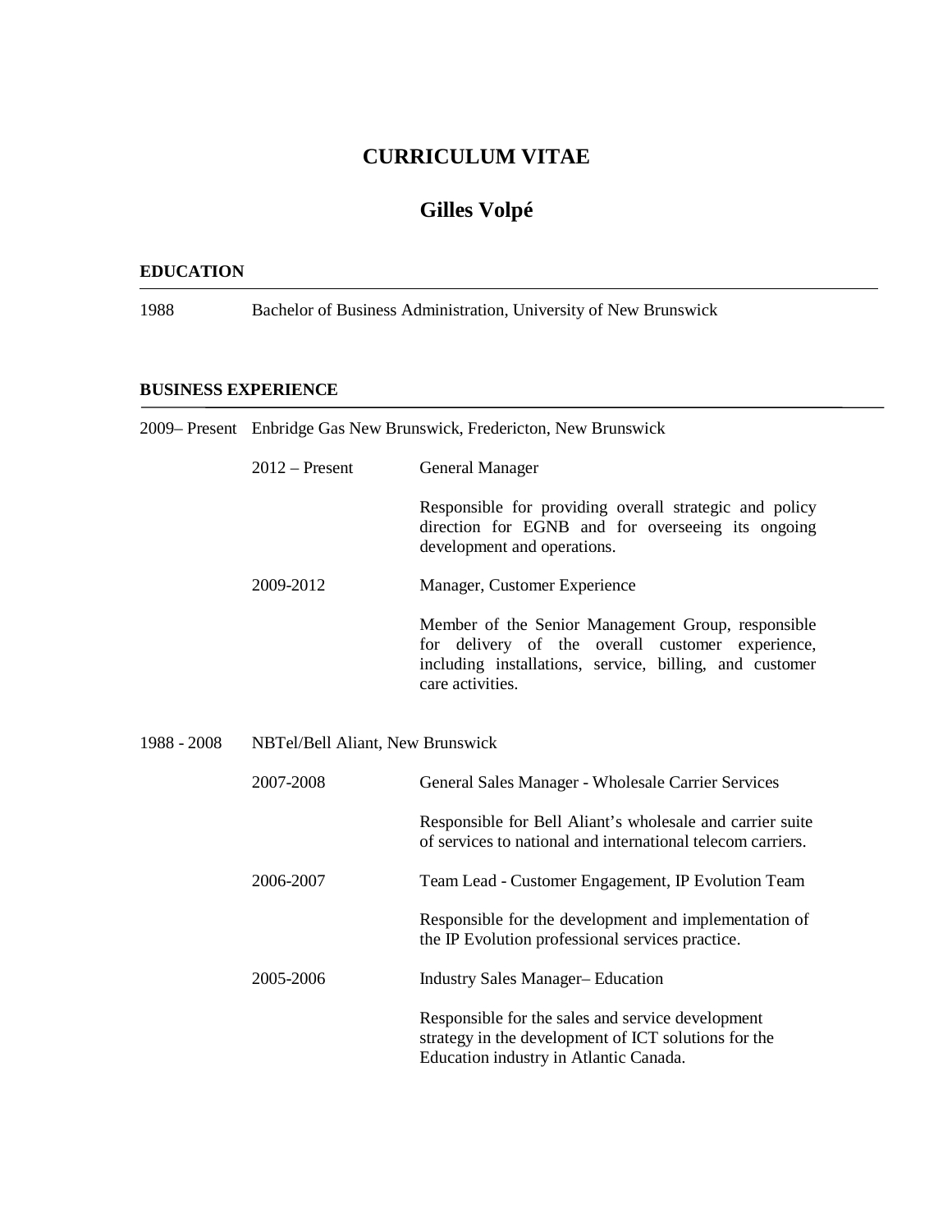# CURRICULUM VITAE

## Gilles Volpé

### EDUCATION

1988 Bachelor of Business Administration, University of New Brunswick

### BUSINESS EXPERIENCE

**2009– Present** Enbridge Gas New Brunswick, Fredericton, New Brunswick

2012 – Present — General Manager

Responsible for providing overall strategic and policy direction for EGNB and for overseeing its ongoing development and operations.

2009-2012 — Manager, Customer Experience

Member of the Senior Management Group, responsible for delivery of the overall customer experience, including installations, service, billing, and customer care activities.

**1988 - 2008** NBTel/Bell Aliant, New Brunswick

2007-2008 — General Sales Manager - Wholesale Carrier Services

Responsible for Bell Aliant's wholesale and carrier suite of services to national and international telecom carriers.

2006-2007 — Team Lead - Customer Engagement, IP Evolution Team

Responsible for the development and implementation of the IP Evolution professional services practice.

2005-2006 — Industry Sales Manager– Education

Responsible for the sales and service development strategy in the development of ICT solutions for the Education industry in Atlantic Canada.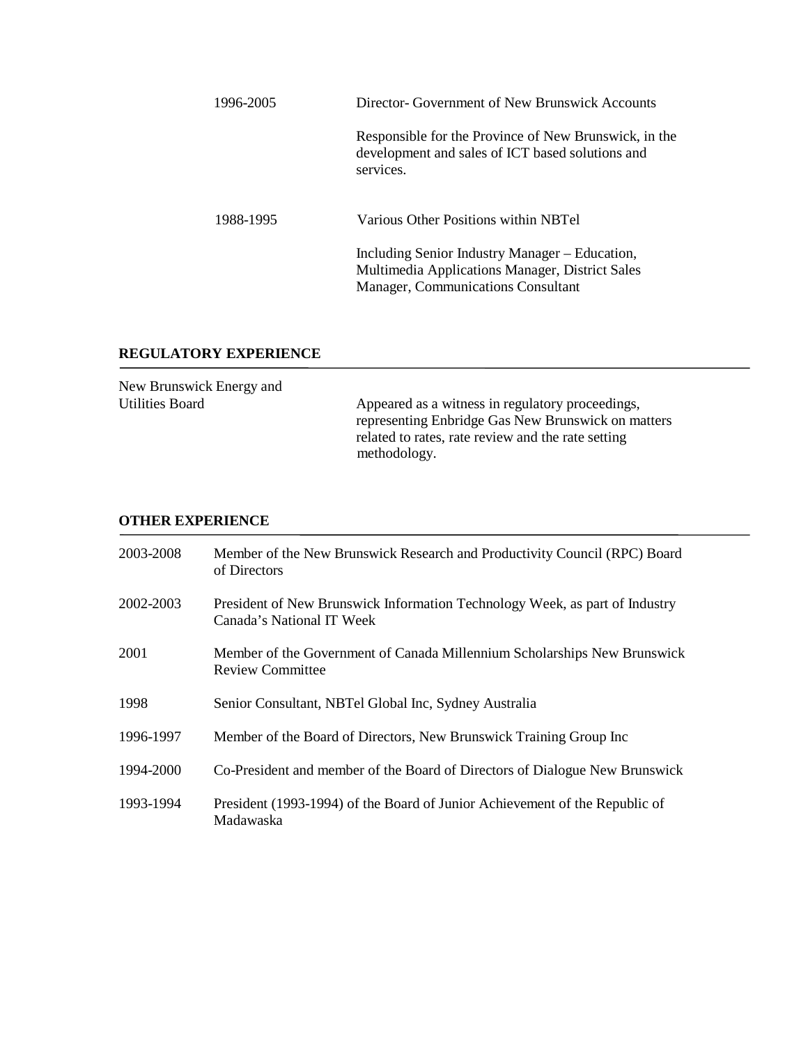1996-2005 — **Director- Government of New Brunswick Accounts**

Responsible for the Province of New Brunswick, in the development and sales of ICT based solutions and services.

1988-1995 — **Various Other Positions within NBTel**

Including Senior Industry Manager – Education, Multimedia Applications Manager, District Sales Manager, Communications Consultant

## REGULATORY EXPERIENCE

**New Brunswick Energy and Utilities Board**

Appeared as a witness in regulatory proceedings, representing Enbridge Gas New Brunswick on matters related to rates, rate review and the rate setting methodology.

## OTHER EXPERIENCE

| | |
|---|---|
| 2003-2008 | Member of the New Brunswick Research and Productivity Council (RPC) Board of Directors |
| 2002-2003 | President of New Brunswick Information Technology Week, as part of Industry Canada's National IT Week |
| 2001 | Member of the Government of Canada Millennium Scholarships New Brunswick Review Committee |
| 1998 | Senior Consultant, NBTel Global Inc, Sydney Australia |
| 1996-1997 | Member of the Board of Directors, New Brunswick Training Group Inc |
| 1994-2000 | Co-President and member of the Board of Directors of Dialogue New Brunswick |
| 1993-1994 | President (1993-1994) of the Board of Junior Achievement of the Republic of Madawaska |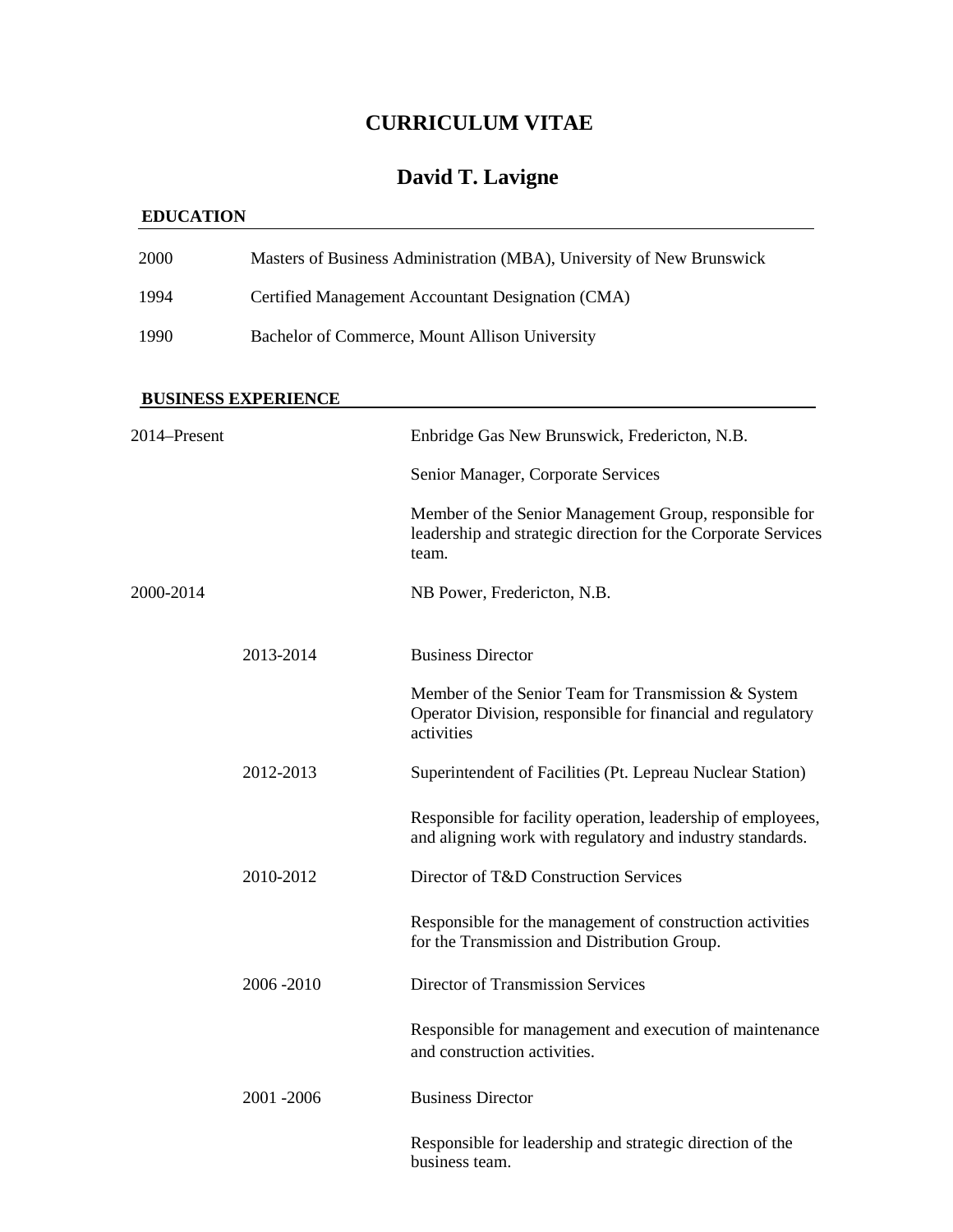# CURRICULUM VITAE

## David T. Lavigne

### EDUCATION

| | |
|---|---|
| 2000 | Masters of Business Administration (MBA), University of New Brunswick |
| 1994 | Certified Management Accountant Designation (CMA) |
| 1990 | Bachelor of Commerce, Mount Allison University |

### BUSINESS EXPERIENCE

**2014–Present** — Enbridge Gas New Brunswick, Fredericton, N.B.

Senior Manager, Corporate Services

Member of the Senior Management Group, responsible for leadership and strategic direction for the Corporate Services team.

**2000-2014** — NB Power, Fredericton, N.B.

2013-2014 — Business Director

Member of the Senior Team for Transmission & System Operator Division, responsible for financial and regulatory activities

2012-2013 — Superintendent of Facilities (Pt. Lepreau Nuclear Station)

Responsible for facility operation, leadership of employees, and aligning work with regulatory and industry standards.

2010-2012 — Director of T&D Construction Services

Responsible for the management of construction activities for the Transmission and Distribution Group.

2006 -2010 — Director of Transmission Services

Responsible for management and execution of maintenance and construction activities.

2001 -2006 — Business Director

Responsible for leadership and strategic direction of the business team.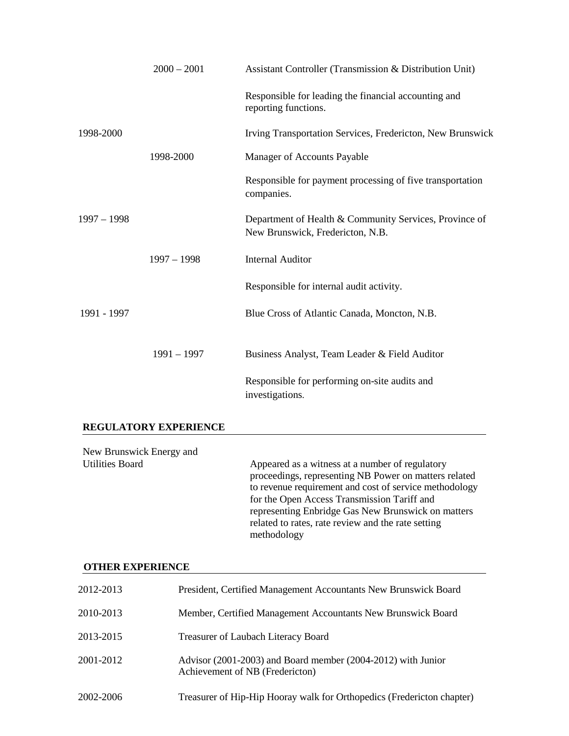| | | |
|---|---|---|
| | 2000 – 2001 | Assistant Controller (Transmission & Distribution Unit) |
| | | Responsible for leading the financial accounting and reporting functions. |
| 1998-2000 | | Irving Transportation Services, Fredericton, New Brunswick |
| | 1998-2000 | Manager of Accounts Payable |
| | | Responsible for payment processing of five transportation companies. |
| 1997 – 1998 | | Department of Health & Community Services, Province of New Brunswick, Fredericton, N.B. |
| | 1997 – 1998 | Internal Auditor |
| | | Responsible for internal audit activity. |
| 1991 - 1997 | | Blue Cross of Atlantic Canada, Moncton, N.B. |
| | 1991 – 1997 | Business Analyst, Team Leader & Field Auditor |
| | | Responsible for performing on-site audits and investigations. |

## REGULATORY EXPERIENCE

| | |
|---|---|
| New Brunswick Energy and Utilities Board | Appeared as a witness at a number of regulatory proceedings, representing NB Power on matters related to revenue requirement and cost of service methodology for the Open Access Transmission Tariff and representing Enbridge Gas New Brunswick on matters related to rates, rate review and the rate setting methodology |

## OTHER EXPERIENCE

| | |
|---|---|
| 2012-2013 | President, Certified Management Accountants New Brunswick Board |
| 2010-2013 | Member, Certified Management Accountants New Brunswick Board |
| 2013-2015 | Treasurer of Laubach Literacy Board |
| 2001-2012 | Advisor (2001-2003) and Board member (2004-2012) with Junior Achievement of NB (Fredericton) |
| 2002-2006 | Treasurer of Hip-Hip Hooray walk for Orthopedics (Fredericton chapter) |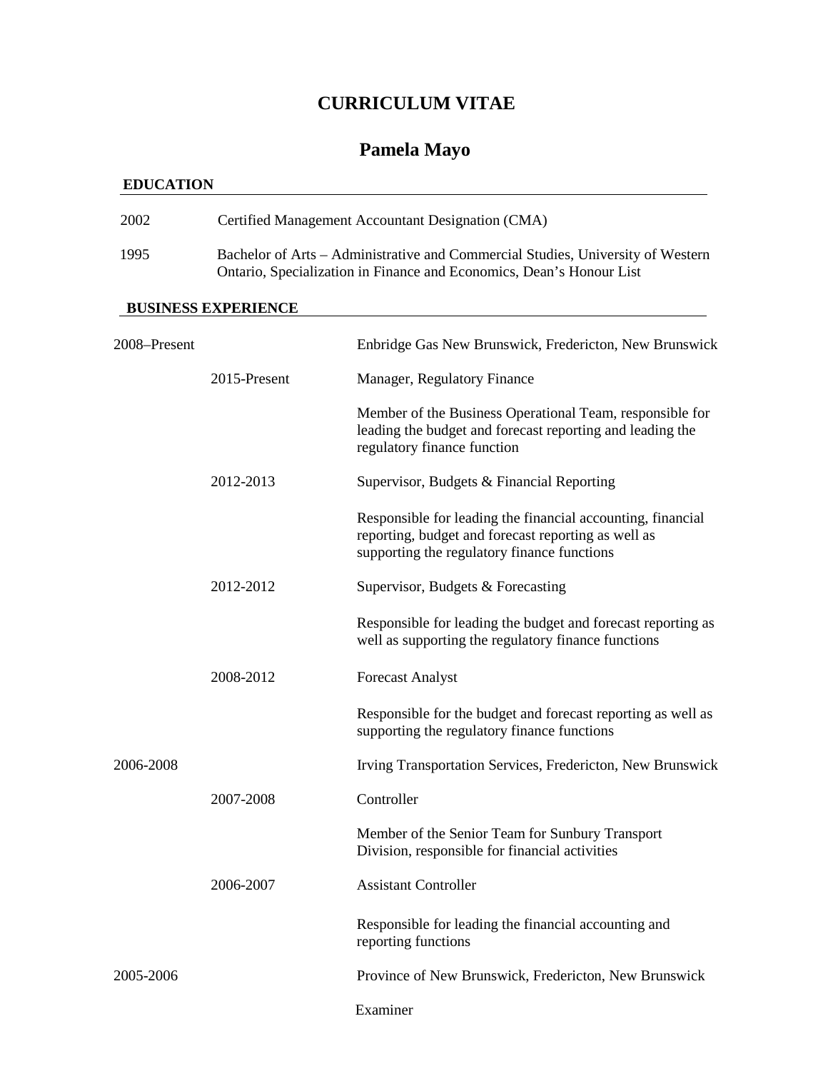# CURRICULUM VITAE

## Pamela Mayo

### EDUCATION

2002 Certified Management Accountant Designation (CMA)

1995 Bachelor of Arts – Administrative and Commercial Studies, University of Western Ontario, Specialization in Finance and Economics, Dean's Honour List

### BUSINESS EXPERIENCE

**2008–Present** Enbridge Gas New Brunswick, Fredericton, New Brunswick

2015-Present Manager, Regulatory Finance

Member of the Business Operational Team, responsible for leading the budget and forecast reporting and leading the regulatory finance function

2012-2013 Supervisor, Budgets & Financial Reporting

Responsible for leading the financial accounting, financial reporting, budget and forecast reporting as well as supporting the regulatory finance functions

2012-2012 Supervisor, Budgets & Forecasting

Responsible for leading the budget and forecast reporting as well as supporting the regulatory finance functions

2008-2012 Forecast Analyst

Responsible for the budget and forecast reporting as well as supporting the regulatory finance functions

**2006-2008** Irving Transportation Services, Fredericton, New Brunswick

2007-2008 Controller

Member of the Senior Team for Sunbury Transport Division, responsible for financial activities

2006-2007 Assistant Controller

Responsible for leading the financial accounting and reporting functions

**2005-2006** Province of New Brunswick, Fredericton, New Brunswick

Examiner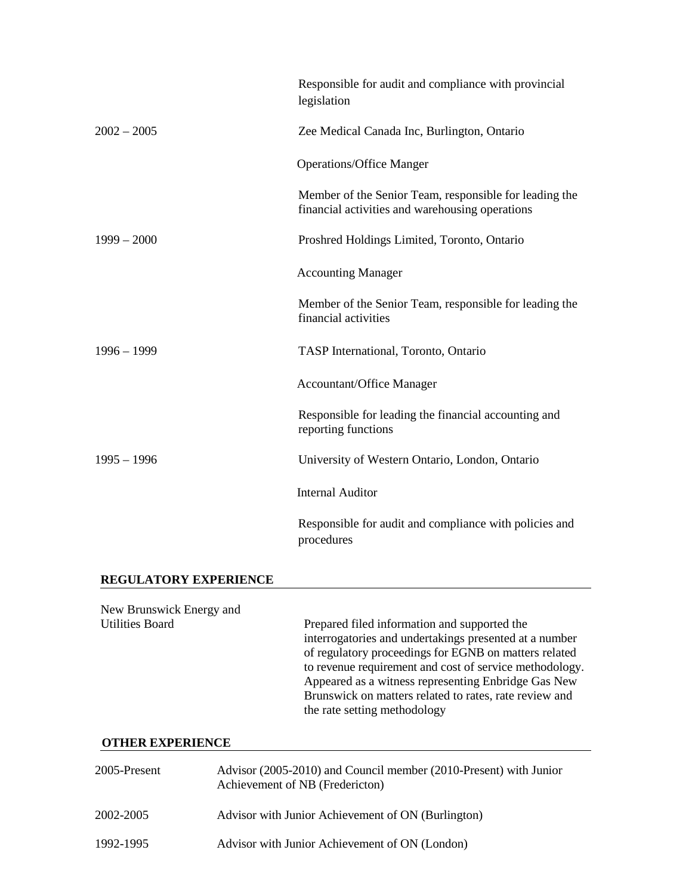| | |
|---|---|
| | Responsible for audit and compliance with provincial legislation |
| 2002 – 2005 | Zee Medical Canada Inc, Burlington, Ontario |
| | Operations/Office Manger |
| | Member of the Senior Team, responsible for leading the financial activities and warehousing operations |
| 1999 – 2000 | Proshred Holdings Limited, Toronto, Ontario |
| | Accounting Manager |
| | Member of the Senior Team, responsible for leading the financial activities |
| 1996 – 1999 | TASP International, Toronto, Ontario |
| | Accountant/Office Manager |
| | Responsible for leading the financial accounting and reporting functions |
| 1995 – 1996 | University of Western Ontario, London, Ontario |
| | Internal Auditor |
| | Responsible for audit and compliance with policies and procedures |

**REGULATORY EXPERIENCE**

| | |
|---|---|
| New Brunswick Energy and Utilities Board | Prepared filed information and supported the interrogatories and undertakings presented at a number of regulatory proceedings for EGNB on matters related to revenue requirement and cost of service methodology. Appeared as a witness representing Enbridge Gas New Brunswick on matters related to rates, rate review and the rate setting methodology |

**OTHER EXPERIENCE**

| | |
|---|---|
| 2005-Present | Advisor (2005-2010) and Council member (2010-Present) with Junior Achievement of NB (Fredericton) |
| 2002-2005 | Advisor with Junior Achievement of ON (Burlington) |
| 1992-1995 | Advisor with Junior Achievement of ON (London) |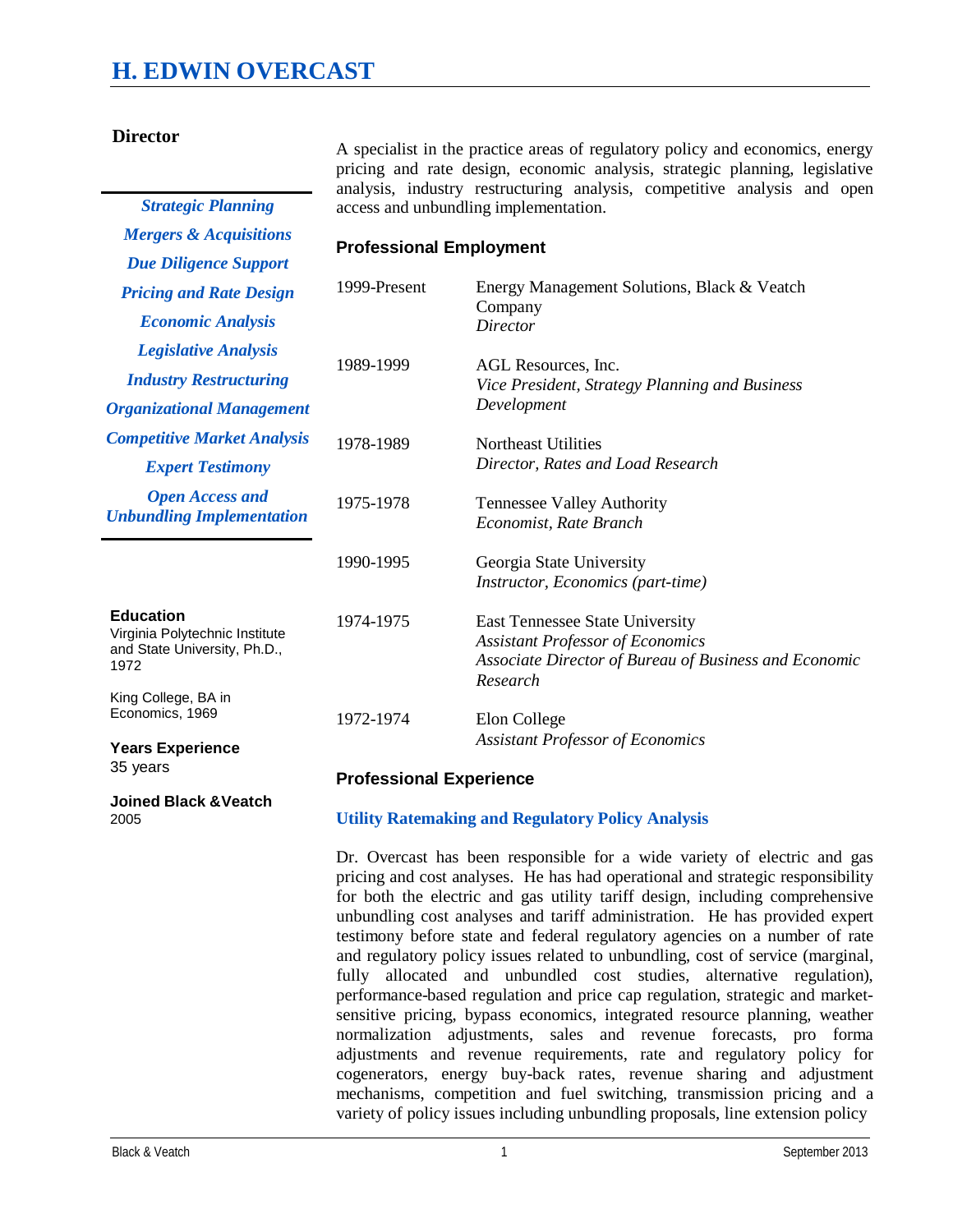# H. EDWIN OVERCAST

**Director**

*Strategic Planning*
*Mergers & Acquisitions*
*Due Diligence Support*
*Pricing and Rate Design*
*Economic Analysis*
*Legislative Analysis*
*Industry Restructuring*
*Organizational Management*
*Competitive Market Analysis*
*Expert Testimony*
*Open Access and Unbundling Implementation*

**Education**
Virginia Polytechnic Institute and State University, Ph.D., 1972

King College, BA in Economics, 1969

**Years Experience**
35 years

**Joined Black &Veatch**
2005

A specialist in the practice areas of regulatory policy and economics, energy pricing and rate design, economic analysis, strategic planning, legislative analysis, industry restructuring analysis, competitive analysis and open access and unbundling implementation.

## Professional Employment

| | |
|---|---|
| 1999-Present | Energy Management Solutions, Black & Veatch Company<br>*Director* |
| 1989-1999 | AGL Resources, Inc.<br>*Vice President, Strategy Planning and Business Development* |
| 1978-1989 | Northeast Utilities<br>*Director, Rates and Load Research* |
| 1975-1978 | Tennessee Valley Authority<br>*Economist, Rate Branch* |
| 1990-1995 | Georgia State University<br>*Instructor, Economics (part-time)* |
| 1974-1975 | East Tennessee State University<br>*Assistant Professor of Economics*<br>*Associate Director of Bureau of Business and Economic Research* |
| 1972-1974 | Elon College<br>*Assistant Professor of Economics* |

## Professional Experience

### Utility Ratemaking and Regulatory Policy Analysis

Dr. Overcast has been responsible for a wide variety of electric and gas pricing and cost analyses. He has had operational and strategic responsibility for both the electric and gas utility tariff design, including comprehensive unbundling cost analyses and tariff administration. He has provided expert testimony before state and federal regulatory agencies on a number of rate and regulatory policy issues related to unbundling, cost of service (marginal, fully allocated and unbundled cost studies, alternative regulation), performance-based regulation and price cap regulation, strategic and market-sensitive pricing, bypass economics, integrated resource planning, weather normalization adjustments, sales and revenue forecasts, pro forma adjustments and revenue requirements, rate and regulatory policy for cogenerators, energy buy-back rates, revenue sharing and adjustment mechanisms, competition and fuel switching, transmission pricing and a variety of policy issues including unbundling proposals, line extension policy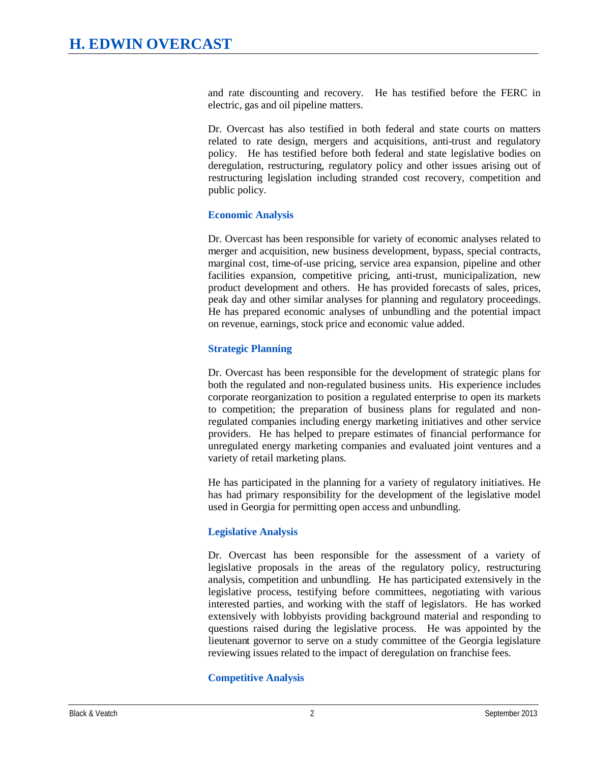and rate discounting and recovery. He has testified before the FERC in electric, gas and oil pipeline matters.

Dr. Overcast has also testified in both federal and state courts on matters related to rate design, mergers and acquisitions, anti-trust and regulatory policy. He has testified before both federal and state legislative bodies on deregulation, restructuring, regulatory policy and other issues arising out of restructuring legislation including stranded cost recovery, competition and public policy.

### Economic Analysis

Dr. Overcast has been responsible for variety of economic analyses related to merger and acquisition, new business development, bypass, special contracts, marginal cost, time-of-use pricing, service area expansion, pipeline and other facilities expansion, competitive pricing, anti-trust, municipalization, new product development and others. He has provided forecasts of sales, prices, peak day and other similar analyses for planning and regulatory proceedings. He has prepared economic analyses of unbundling and the potential impact on revenue, earnings, stock price and economic value added.

### Strategic Planning

Dr. Overcast has been responsible for the development of strategic plans for both the regulated and non-regulated business units. His experience includes corporate reorganization to position a regulated enterprise to open its markets to competition; the preparation of business plans for regulated and non-regulated companies including energy marketing initiatives and other service providers. He has helped to prepare estimates of financial performance for unregulated energy marketing companies and evaluated joint ventures and a variety of retail marketing plans.

He has participated in the planning for a variety of regulatory initiatives. He has had primary responsibility for the development of the legislative model used in Georgia for permitting open access and unbundling.

### Legislative Analysis

Dr. Overcast has been responsible for the assessment of a variety of legislative proposals in the areas of the regulatory policy, restructuring analysis, competition and unbundling. He has participated extensively in the legislative process, testifying before committees, negotiating with various interested parties, and working with the staff of legislators. He has worked extensively with lobbyists providing background material and responding to questions raised during the legislative process. He was appointed by the lieutenant governor to serve on a study committee of the Georgia legislature reviewing issues related to the impact of deregulation on franchise fees.

### Competitive Analysis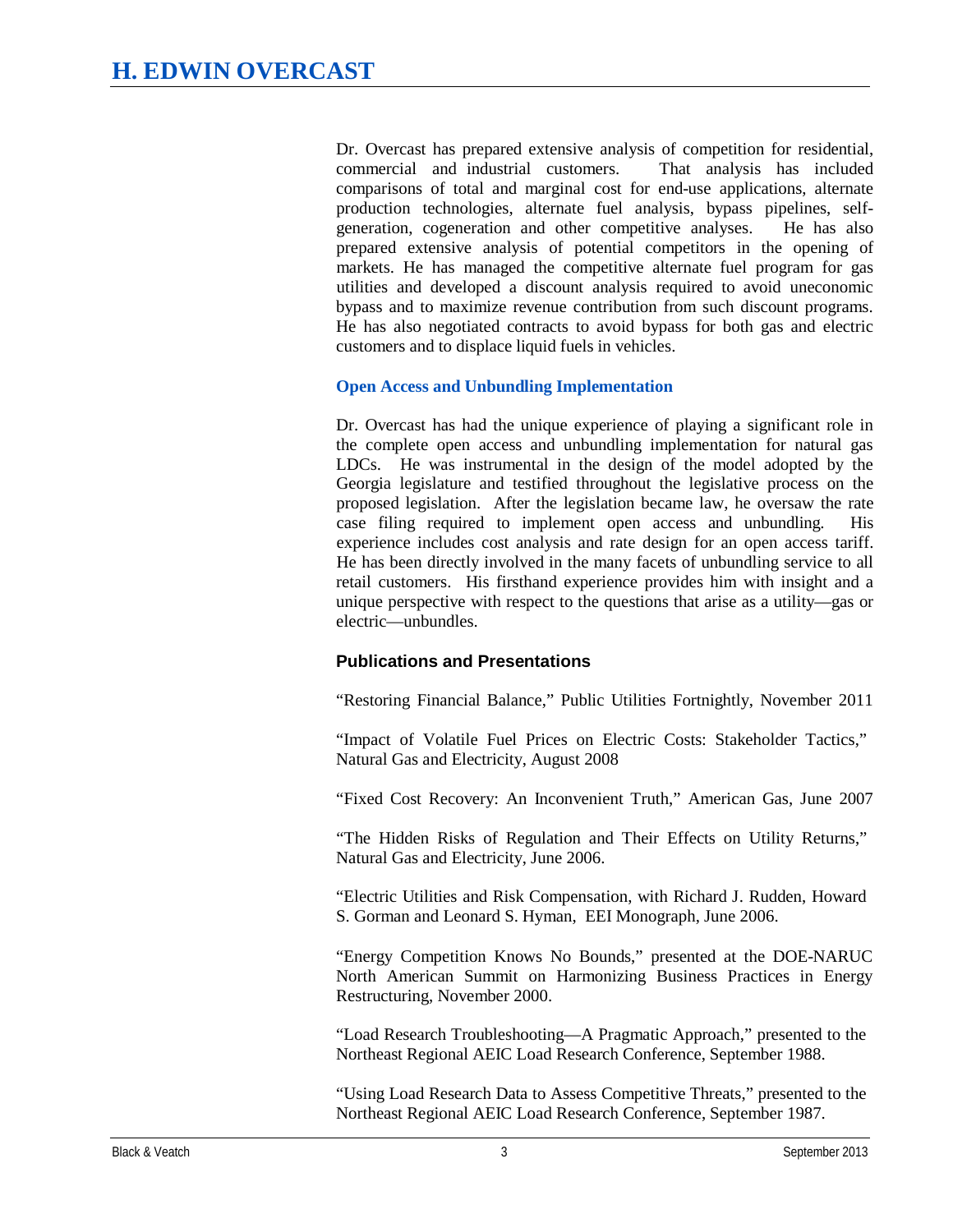Dr. Overcast has prepared extensive analysis of competition for residential, commercial and industrial customers. That analysis has included comparisons of total and marginal cost for end-use applications, alternate production technologies, alternate fuel analysis, bypass pipelines, self-generation, cogeneration and other competitive analyses. He has also prepared extensive analysis of potential competitors in the opening of markets. He has managed the competitive alternate fuel program for gas utilities and developed a discount analysis required to avoid uneconomic bypass and to maximize revenue contribution from such discount programs. He has also negotiated contracts to avoid bypass for both gas and electric customers and to displace liquid fuels in vehicles.

### Open Access and Unbundling Implementation

Dr. Overcast has had the unique experience of playing a significant role in the complete open access and unbundling implementation for natural gas LDCs. He was instrumental in the design of the model adopted by the Georgia legislature and testified throughout the legislative process on the proposed legislation. After the legislation became law, he oversaw the rate case filing required to implement open access and unbundling. His experience includes cost analysis and rate design for an open access tariff. He has been directly involved in the many facets of unbundling service to all retail customers. His firsthand experience provides him with insight and a unique perspective with respect to the questions that arise as a utility—gas or electric—unbundles.

## Publications and Presentations

"Restoring Financial Balance," Public Utilities Fortnightly, November 2011

"Impact of Volatile Fuel Prices on Electric Costs: Stakeholder Tactics," Natural Gas and Electricity, August 2008

"Fixed Cost Recovery: An Inconvenient Truth," American Gas, June 2007

"The Hidden Risks of Regulation and Their Effects on Utility Returns," Natural Gas and Electricity, June 2006.

"Electric Utilities and Risk Compensation, with Richard J. Rudden, Howard S. Gorman and Leonard S. Hyman, EEI Monograph, June 2006.

"Energy Competition Knows No Bounds," presented at the DOE-NARUC North American Summit on Harmonizing Business Practices in Energy Restructuring, November 2000.

"Load Research Troubleshooting—A Pragmatic Approach," presented to the Northeast Regional AEIC Load Research Conference, September 1988.

"Using Load Research Data to Assess Competitive Threats," presented to the Northeast Regional AEIC Load Research Conference, September 1987.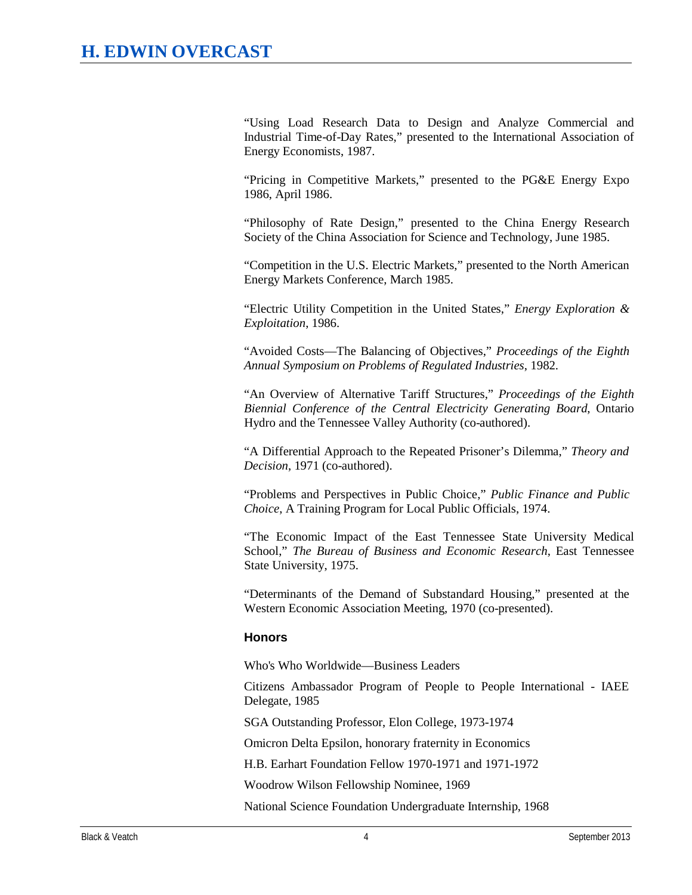"Using Load Research Data to Design and Analyze Commercial and Industrial Time-of-Day Rates," presented to the International Association of Energy Economists, 1987.

"Pricing in Competitive Markets," presented to the PG&E Energy Expo 1986, April 1986.

"Philosophy of Rate Design," presented to the China Energy Research Society of the China Association for Science and Technology, June 1985.

"Competition in the U.S. Electric Markets," presented to the North American Energy Markets Conference, March 1985.

"Electric Utility Competition in the United States," *Energy Exploration & Exploitation*, 1986.

"Avoided Costs—The Balancing of Objectives," *Proceedings of the Eighth Annual Symposium on Problems of Regulated Industries*, 1982.

"An Overview of Alternative Tariff Structures," *Proceedings of the Eighth Biennial Conference of the Central Electricity Generating Board*, Ontario Hydro and the Tennessee Valley Authority (co-authored).

"A Differential Approach to the Repeated Prisoner's Dilemma," *Theory and Decision*, 1971 (co-authored).

"Problems and Perspectives in Public Choice," *Public Finance and Public Choice,* A Training Program for Local Public Officials, 1974.

"The Economic Impact of the East Tennessee State University Medical School," *The Bureau of Business and Economic Research*, East Tennessee State University, 1975.

"Determinants of the Demand of Substandard Housing," presented at the Western Economic Association Meeting, 1970 (co-presented).

### Honors

Who's Who Worldwide—Business Leaders

Citizens Ambassador Program of People to People International - IAEE Delegate, 1985

SGA Outstanding Professor, Elon College, 1973-1974

Omicron Delta Epsilon, honorary fraternity in Economics

H.B. Earhart Foundation Fellow 1970-1971 and 1971-1972

Woodrow Wilson Fellowship Nominee, 1969

National Science Foundation Undergraduate Internship, 1968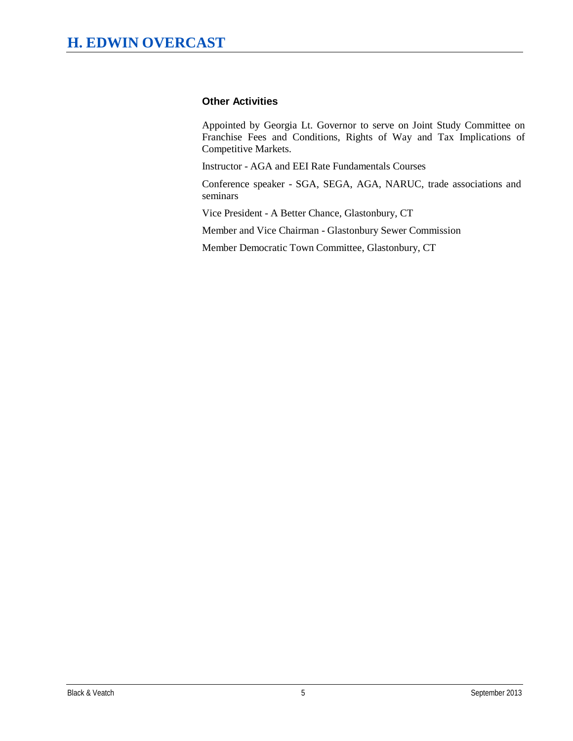### Other Activities

Appointed by Georgia Lt. Governor to serve on Joint Study Committee on Franchise Fees and Conditions, Rights of Way and Tax Implications of Competitive Markets.

Instructor - AGA and EEI Rate Fundamentals Courses

Conference speaker - SGA, SEGA, AGA, NARUC, trade associations and seminars

Vice President - A Better Chance, Glastonbury, CT

Member and Vice Chairman - Glastonbury Sewer Commission

Member Democratic Town Committee, Glastonbury, CT